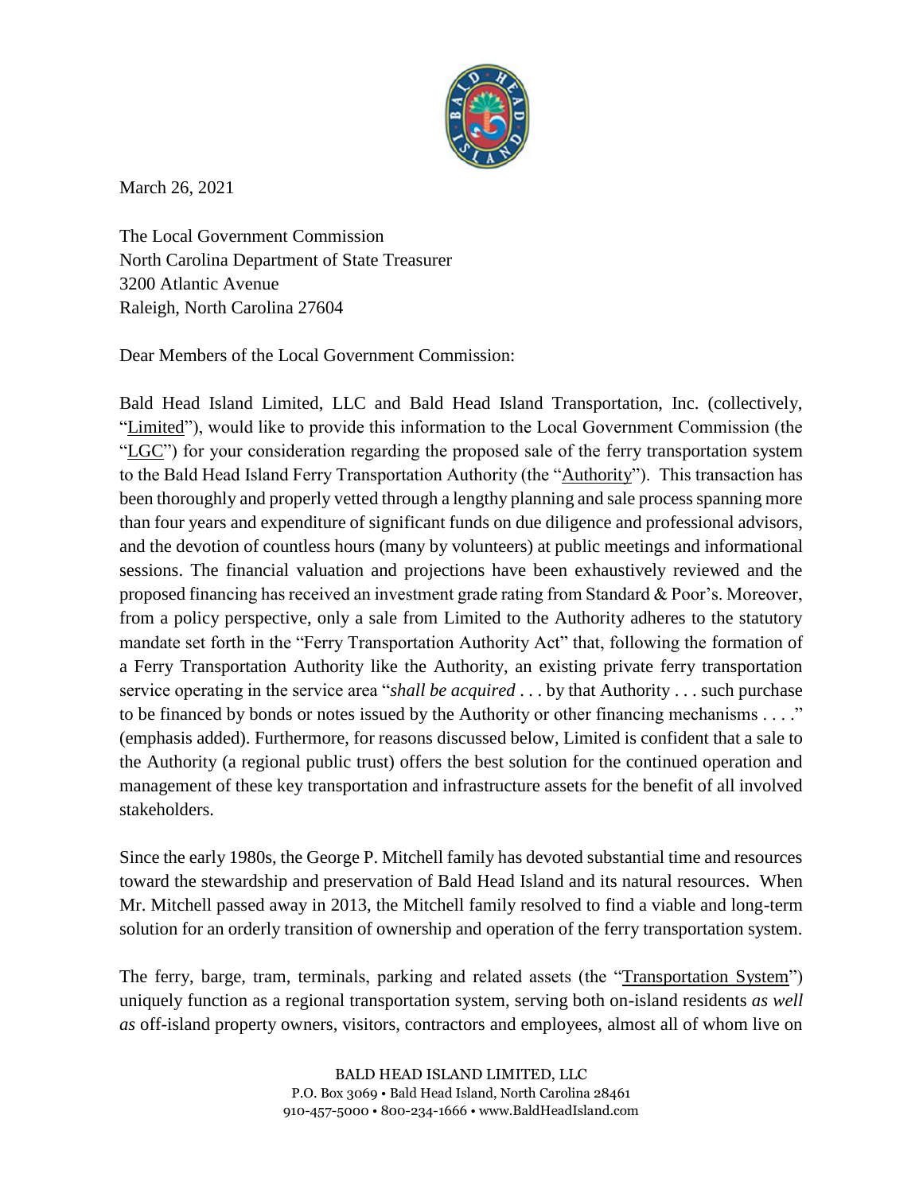March 26, 2021

The Local Government Commission
North Carolina Department of State Treasurer
3200 Atlantic Avenue
Raleigh, North Carolina 27604

Dear Members of the Local Government Commission:

Bald Head Island Limited, LLC and Bald Head Island Transportation, Inc. (collectively, "Limited"), would like to provide this information to the Local Government Commission (the "LGC") for your consideration regarding the proposed sale of the ferry transportation system to the Bald Head Island Ferry Transportation Authority (the "Authority"). This transaction has been thoroughly and properly vetted through a lengthy planning and sale process spanning more than four years and expenditure of significant funds on due diligence and professional advisors, and the devotion of countless hours (many by volunteers) at public meetings and informational sessions. The financial valuation and projections have been exhaustively reviewed and the proposed financing has received an investment grade rating from Standard & Poor's. Moreover, from a policy perspective, only a sale from Limited to the Authority adheres to the statutory mandate set forth in the "Ferry Transportation Authority Act" that, following the formation of a Ferry Transportation Authority like the Authority, an existing private ferry transportation service operating in the service area "*shall be acquired* . . . by that Authority . . . such purchase to be financed by bonds or notes issued by the Authority or other financing mechanisms . . . ." (emphasis added). Furthermore, for reasons discussed below, Limited is confident that a sale to the Authority (a regional public trust) offers the best solution for the continued operation and management of these key transportation and infrastructure assets for the benefit of all involved stakeholders.

Since the early 1980s, the George P. Mitchell family has devoted substantial time and resources toward the stewardship and preservation of Bald Head Island and its natural resources. When Mr. Mitchell passed away in 2013, the Mitchell family resolved to find a viable and long-term solution for an orderly transition of ownership and operation of the ferry transportation system.

The ferry, barge, tram, terminals, parking and related assets (the "Transportation System") uniquely function as a regional transportation system, serving both on-island residents *as well as* off-island property owners, visitors, contractors and employees, almost all of whom live on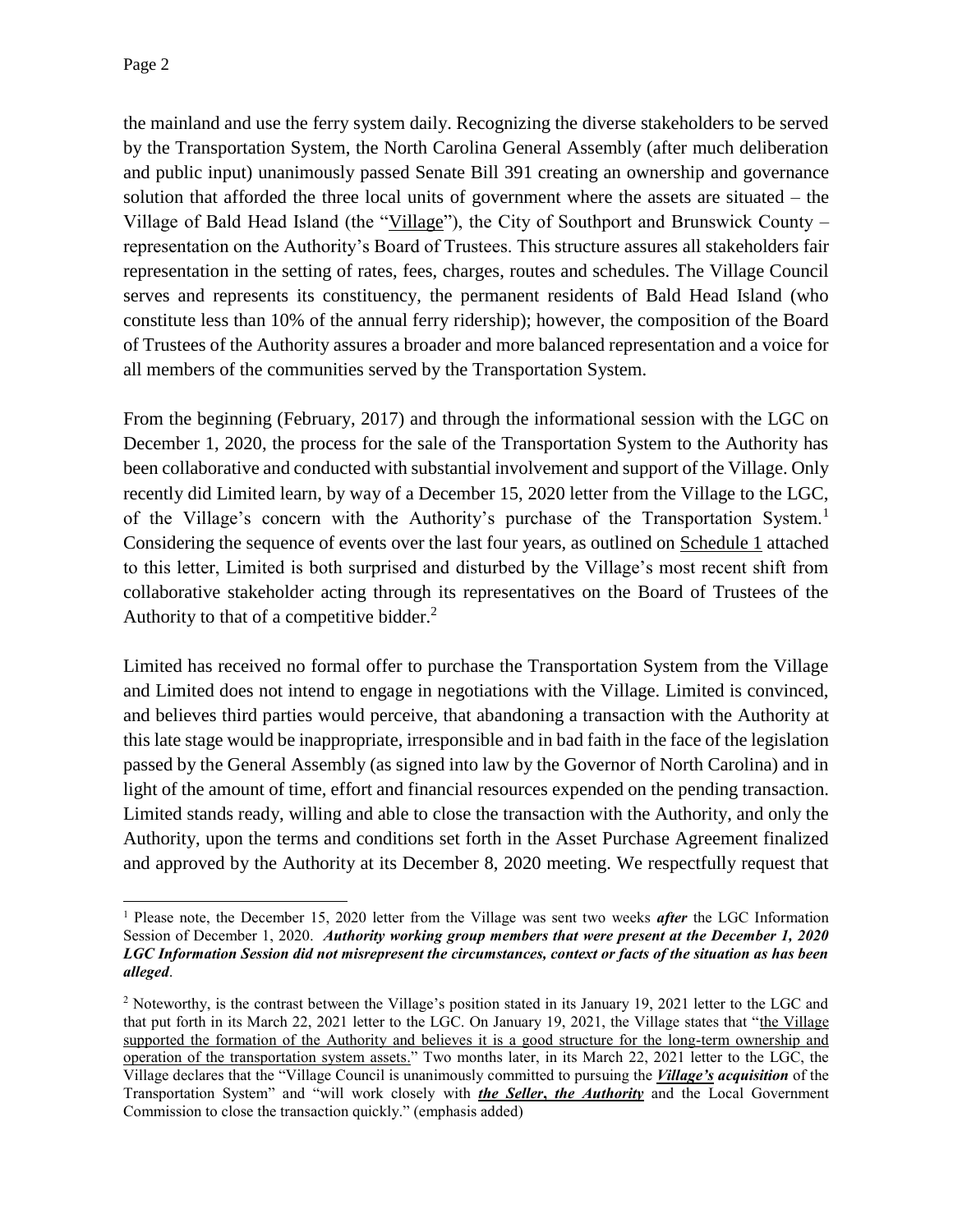the mainland and use the ferry system daily. Recognizing the diverse stakeholders to be served by the Transportation System, the North Carolina General Assembly (after much deliberation and public input) unanimously passed Senate Bill 391 creating an ownership and governance solution that afforded the three local units of government where the assets are situated – the Village of Bald Head Island (the "Village"), the City of Southport and Brunswick County – representation on the Authority's Board of Trustees. This structure assures all stakeholders fair representation in the setting of rates, fees, charges, routes and schedules. The Village Council serves and represents its constituency, the permanent residents of Bald Head Island (who constitute less than 10% of the annual ferry ridership); however, the composition of the Board of Trustees of the Authority assures a broader and more balanced representation and a voice for all members of the communities served by the Transportation System.

From the beginning (February, 2017) and through the informational session with the LGC on December 1, 2020, the process for the sale of the Transportation System to the Authority has been collaborative and conducted with substantial involvement and support of the Village. Only recently did Limited learn, by way of a December 15, 2020 letter from the Village to the LGC, of the Village's concern with the Authority's purchase of the Transportation System.[1] Considering the sequence of events over the last four years, as outlined on Schedule 1 attached to this letter, Limited is both surprised and disturbed by the Village's most recent shift from collaborative stakeholder acting through its representatives on the Board of Trustees of the Authority to that of a competitive bidder.[2]

Limited has received no formal offer to purchase the Transportation System from the Village and Limited does not intend to engage in negotiations with the Village. Limited is convinced, and believes third parties would perceive, that abandoning a transaction with the Authority at this late stage would be inappropriate, irresponsible and in bad faith in the face of the legislation passed by the General Assembly (as signed into law by the Governor of North Carolina) and in light of the amount of time, effort and financial resources expended on the pending transaction. Limited stands ready, willing and able to close the transaction with the Authority, and only the Authority, upon the terms and conditions set forth in the Asset Purchase Agreement finalized and approved by the Authority at its December 8, 2020 meeting. We respectfully request that

---

[1] Please note, the December 15, 2020 letter from the Village was sent two weeks ***after*** the LGC Information Session of December 1, 2020. ***Authority working group members that were present at the December 1, 2020 LGC Information Session did not misrepresent the circumstances, context or facts of the situation as has been alleged***.

[2] Noteworthy, is the contrast between the Village's position stated in its January 19, 2021 letter to the LGC and that put forth in its March 22, 2021 letter to the LGC. On January 19, 2021, the Village states that "the Village supported the formation of the Authority and believes it is a good structure for the long-term ownership and operation of the transportation system assets." Two months later, in its March 22, 2021 letter to the LGC, the Village declares that the "Village Council is unanimously committed to pursuing the ***Village's acquisition*** of the Transportation System" and "will work closely with ***the Seller, the Authority*** and the Local Government Commission to close the transaction quickly." (emphasis added)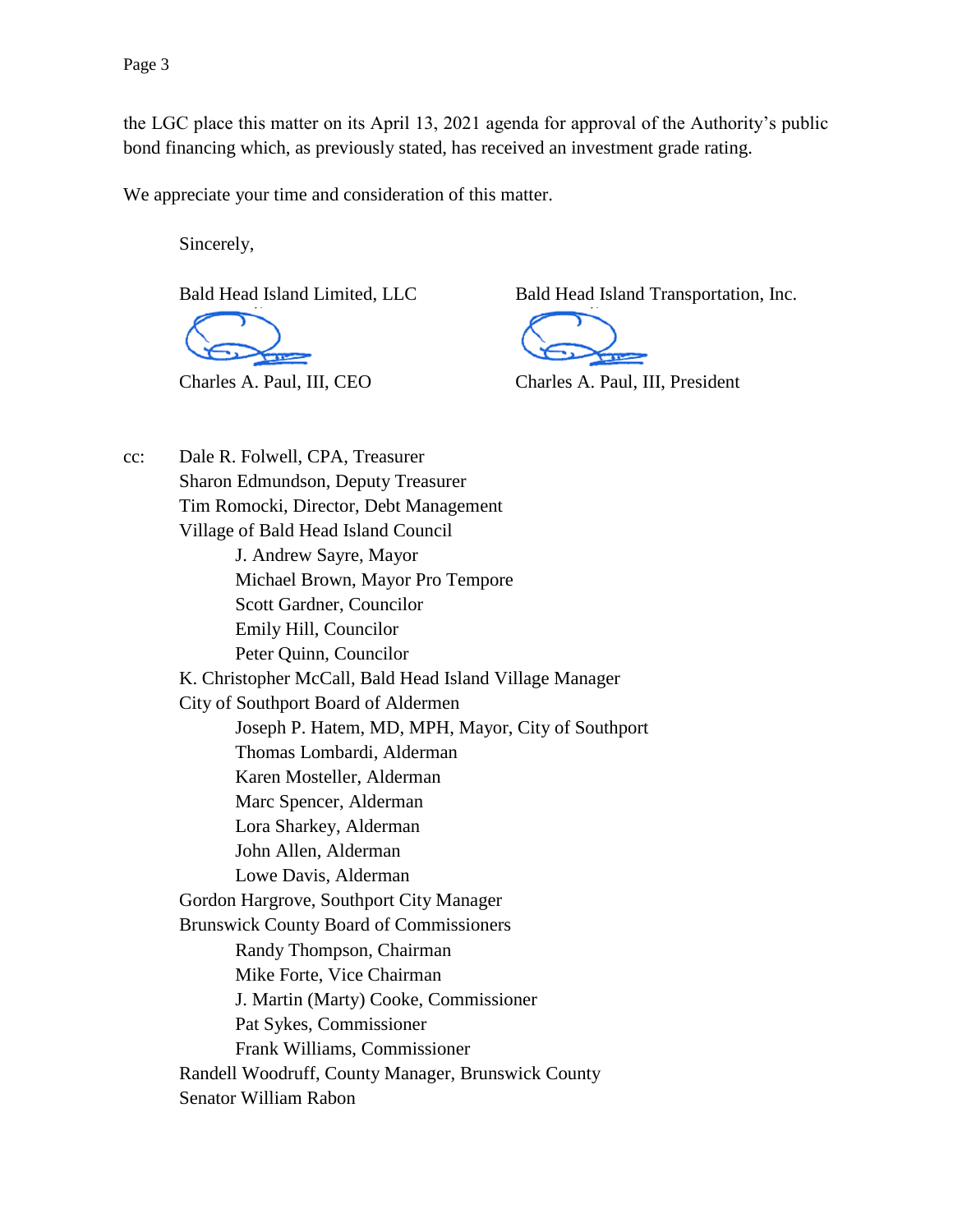the LGC place this matter on its April 13, 2021 agenda for approval of the Authority's public bond financing which, as previously stated, has received an investment grade rating.

We appreciate your time and consideration of this matter.

Sincerely,

Bald Head Island Limited, LLC

Charles A. Paul, III, CEO

Bald Head Island Transportation, Inc.

Charles A. Paul, III, President

cc: Dale R. Folwell, CPA, Treasurer
Sharon Edmundson, Deputy Treasurer
Tim Romocki, Director, Debt Management
Village of Bald Head Island Council
- J. Andrew Sayre, Mayor
- Michael Brown, Mayor Pro Tempore
- Scott Gardner, Councilor
- Emily Hill, Councilor
- Peter Quinn, Councilor

K. Christopher McCall, Bald Head Island Village Manager
City of Southport Board of Aldermen
- Joseph P. Hatem, MD, MPH, Mayor, City of Southport
- Thomas Lombardi, Alderman
- Karen Mosteller, Alderman
- Marc Spencer, Alderman
- Lora Sharkey, Alderman
- John Allen, Alderman
- Lowe Davis, Alderman

Gordon Hargrove, Southport City Manager
Brunswick County Board of Commissioners
- Randy Thompson, Chairman
- Mike Forte, Vice Chairman
- J. Martin (Marty) Cooke, Commissioner
- Pat Sykes, Commissioner
- Frank Williams, Commissioner

Randell Woodruff, County Manager, Brunswick County
Senator William Rabon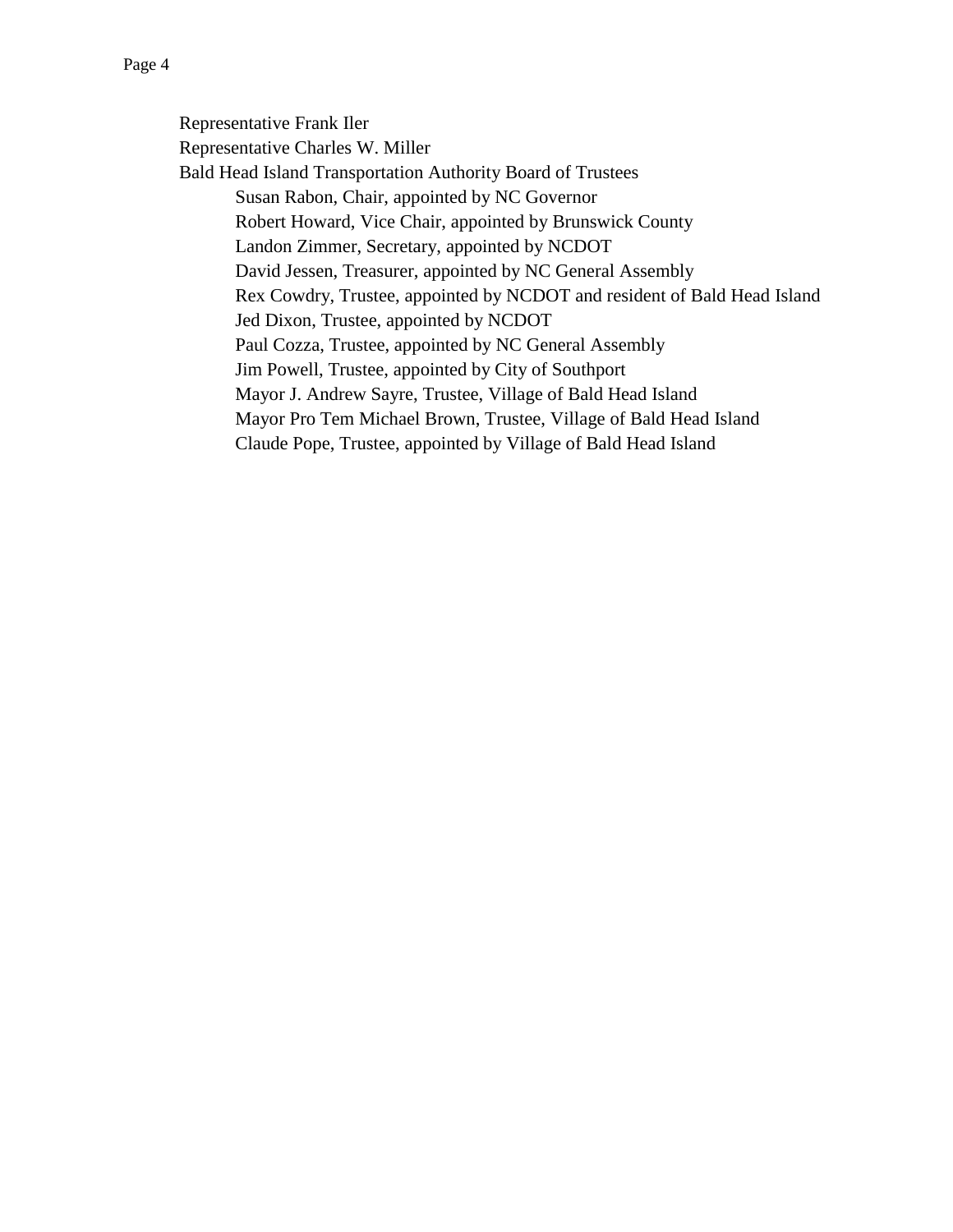Representative Frank Iler
Representative Charles W. Miller
Bald Head Island Transportation Authority Board of Trustees
- Susan Rabon, Chair, appointed by NC Governor
- Robert Howard, Vice Chair, appointed by Brunswick County
- Landon Zimmer, Secretary, appointed by NCDOT
- David Jessen, Treasurer, appointed by NC General Assembly
- Rex Cowdry, Trustee, appointed by NCDOT and resident of Bald Head Island
- Jed Dixon, Trustee, appointed by NCDOT
- Paul Cozza, Trustee, appointed by NC General Assembly
- Jim Powell, Trustee, appointed by City of Southport
- Mayor J. Andrew Sayre, Trustee, Village of Bald Head Island
- Mayor Pro Tem Michael Brown, Trustee, Village of Bald Head Island
- Claude Pope, Trustee, appointed by Village of Bald Head Island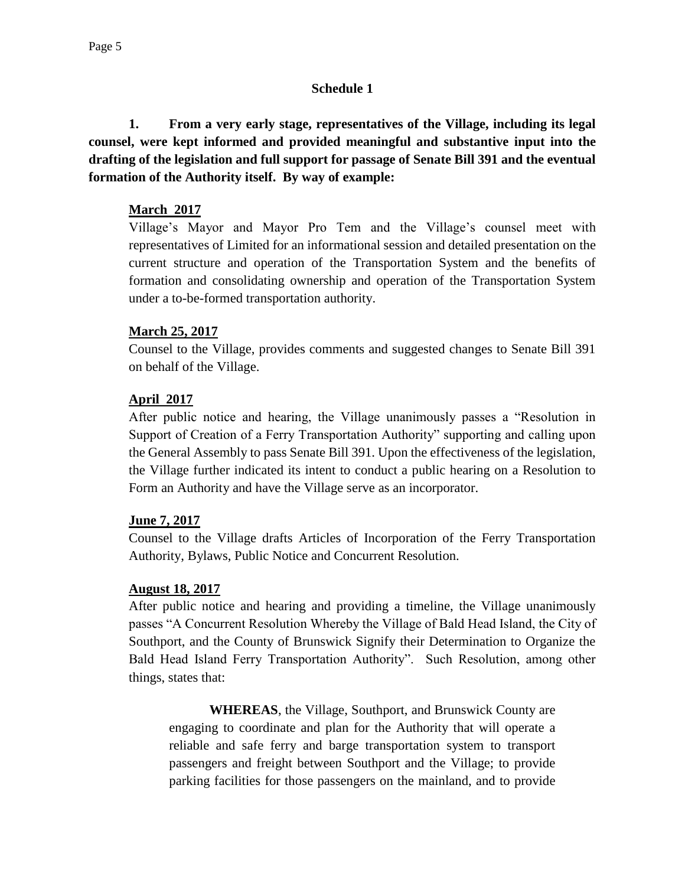## Schedule 1

**1. From a very early stage, representatives of the Village, including its legal counsel, were kept informed and provided meaningful and substantive input into the drafting of the legislation and full support for passage of Senate Bill 391 and the eventual formation of the Authority itself. By way of example:**

**March 2017**

Village's Mayor and Mayor Pro Tem and the Village's counsel meet with representatives of Limited for an informational session and detailed presentation on the current structure and operation of the Transportation System and the benefits of formation and consolidating ownership and operation of the Transportation System under a to-be-formed transportation authority.

**March 25, 2017**

Counsel to the Village, provides comments and suggested changes to Senate Bill 391 on behalf of the Village.

**April 2017**

After public notice and hearing, the Village unanimously passes a "Resolution in Support of Creation of a Ferry Transportation Authority" supporting and calling upon the General Assembly to pass Senate Bill 391. Upon the effectiveness of the legislation, the Village further indicated its intent to conduct a public hearing on a Resolution to Form an Authority and have the Village serve as an incorporator.

**June 7, 2017**

Counsel to the Village drafts Articles of Incorporation of the Ferry Transportation Authority, Bylaws, Public Notice and Concurrent Resolution.

**August 18, 2017**

After public notice and hearing and providing a timeline, the Village unanimously passes "A Concurrent Resolution Whereby the Village of Bald Head Island, the City of Southport, and the County of Brunswick Signify their Determination to Organize the Bald Head Island Ferry Transportation Authority". Such Resolution, among other things, states that:

> **WHEREAS**, the Village, Southport, and Brunswick County are engaging to coordinate and plan for the Authority that will operate a reliable and safe ferry and barge transportation system to transport passengers and freight between Southport and the Village; to provide parking facilities for those passengers on the mainland, and to provide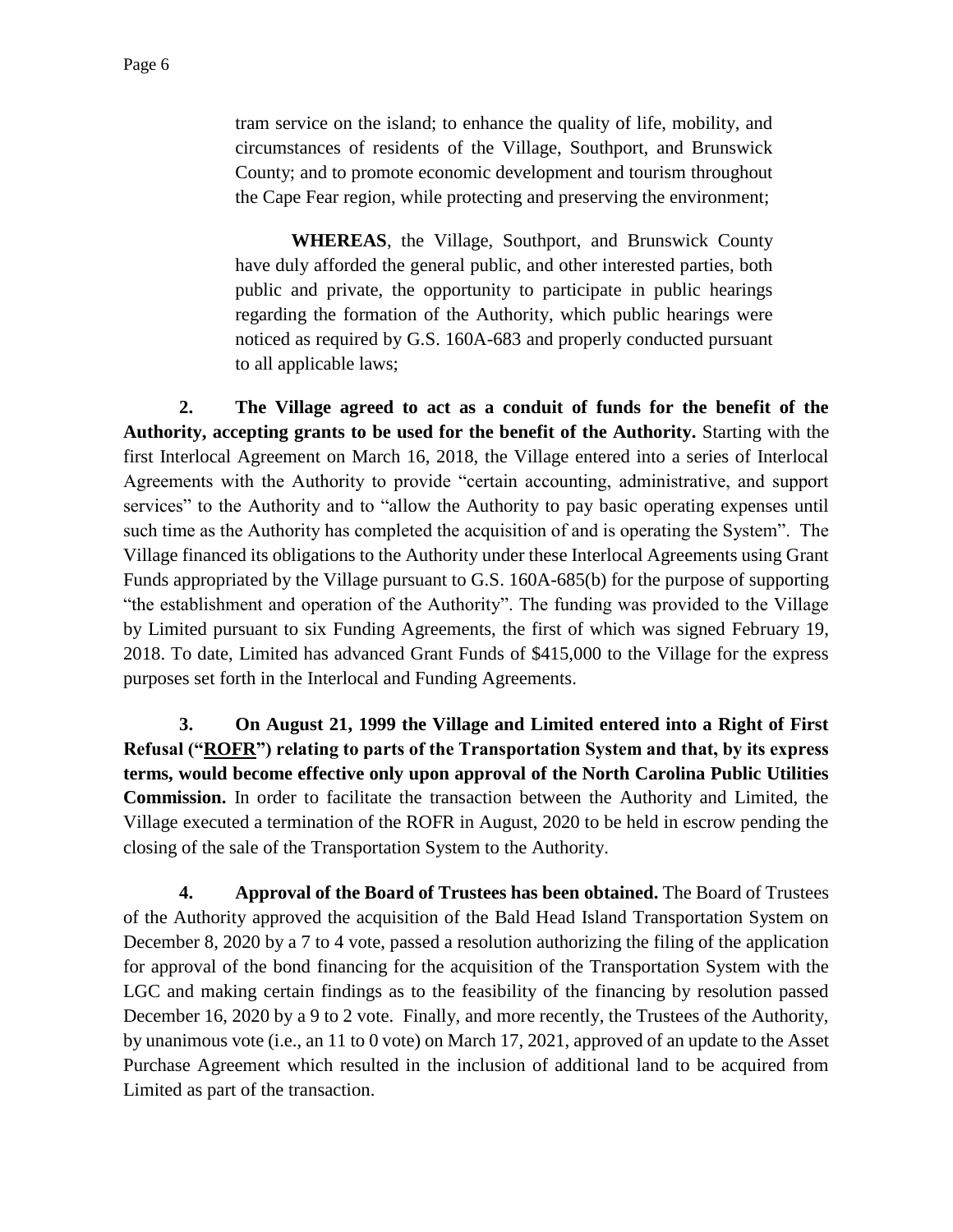tram service on the island; to enhance the quality of life, mobility, and circumstances of residents of the Village, Southport, and Brunswick County; and to promote economic development and tourism throughout the Cape Fear region, while protecting and preserving the environment;

**WHEREAS**, the Village, Southport, and Brunswick County have duly afforded the general public, and other interested parties, both public and private, the opportunity to participate in public hearings regarding the formation of the Authority, which public hearings were noticed as required by G.S. 160A-683 and properly conducted pursuant to all applicable laws;

**2. The Village agreed to act as a conduit of funds for the benefit of the Authority, accepting grants to be used for the benefit of the Authority.** Starting with the first Interlocal Agreement on March 16, 2018, the Village entered into a series of Interlocal Agreements with the Authority to provide "certain accounting, administrative, and support services" to the Authority and to "allow the Authority to pay basic operating expenses until such time as the Authority has completed the acquisition of and is operating the System". The Village financed its obligations to the Authority under these Interlocal Agreements using Grant Funds appropriated by the Village pursuant to G.S. 160A-685(b) for the purpose of supporting "the establishment and operation of the Authority". The funding was provided to the Village by Limited pursuant to six Funding Agreements, the first of which was signed February 19, 2018. To date, Limited has advanced Grant Funds of $415,000 to the Village for the express purposes set forth in the Interlocal and Funding Agreements.

**3. On August 21, 1999 the Village and Limited entered into a Right of First Refusal ("<u>ROFR</u>") relating to parts of the Transportation System and that, by its express terms, would become effective only upon approval of the North Carolina Public Utilities Commission.** In order to facilitate the transaction between the Authority and Limited, the Village executed a termination of the ROFR in August, 2020 to be held in escrow pending the closing of the sale of the Transportation System to the Authority.

**4. Approval of the Board of Trustees has been obtained.** The Board of Trustees of the Authority approved the acquisition of the Bald Head Island Transportation System on December 8, 2020 by a 7 to 4 vote, passed a resolution authorizing the filing of the application for approval of the bond financing for the acquisition of the Transportation System with the LGC and making certain findings as to the feasibility of the financing by resolution passed December 16, 2020 by a 9 to 2 vote. Finally, and more recently, the Trustees of the Authority, by unanimous vote (i.e., an 11 to 0 vote) on March 17, 2021, approved of an update to the Asset Purchase Agreement which resulted in the inclusion of additional land to be acquired from Limited as part of the transaction.